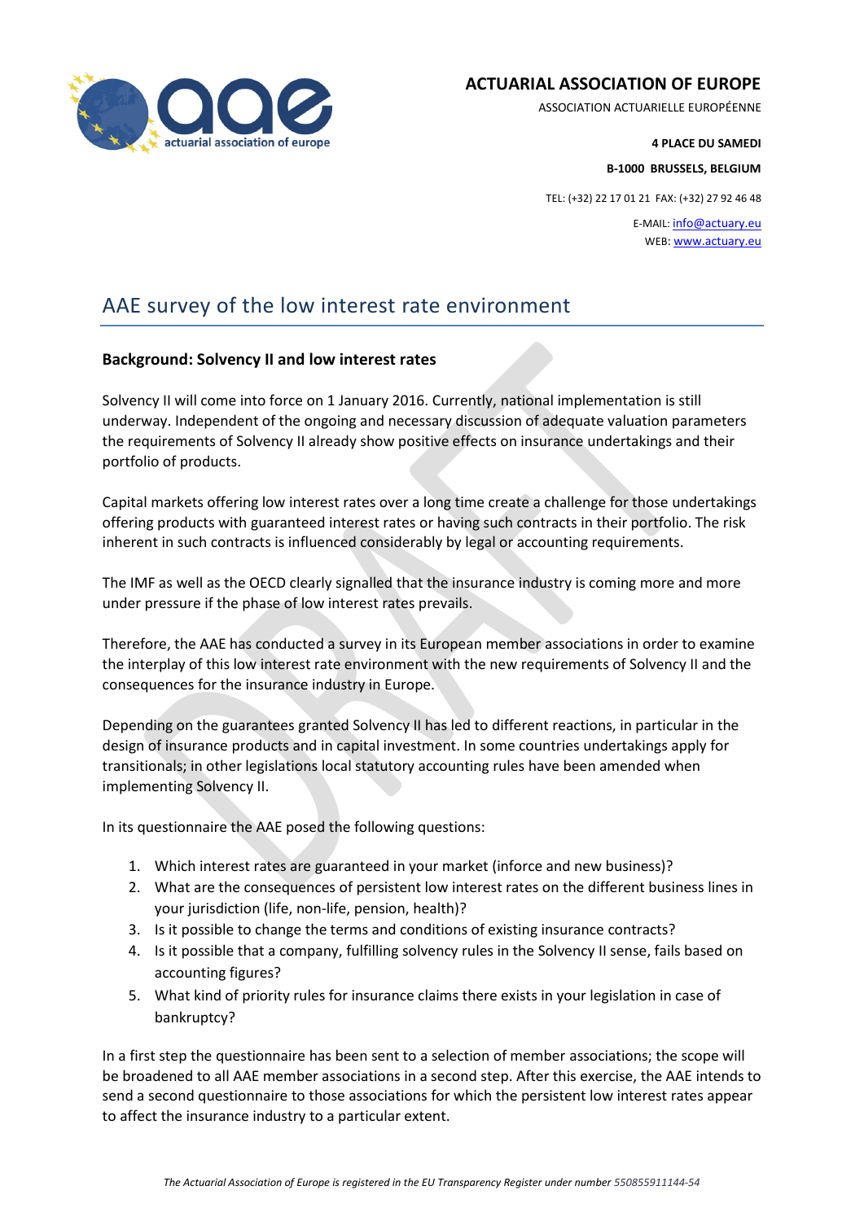**ACTUARIAL ASSOCIATION OF EUROPE**

ASSOCIATION ACTUARIELLE EUROPÉENNE

**4 PLACE DU SAMEDI**

**B-1000 BRUSSELS, BELGIUM**

TEL: (+32) 22 17 01 21 FAX: (+32) 27 92 46 48

E-MAIL: info@actuary.eu

WEB: www.actuary.eu

# AAE survey of the low interest rate environment

### Background: Solvency II and low interest rates

Solvency II will come into force on 1 January 2016. Currently, national implementation is still underway. Independent of the ongoing and necessary discussion of adequate valuation parameters the requirements of Solvency II already show positive effects on insurance undertakings and their portfolio of products.

Capital markets offering low interest rates over a long time create a challenge for those undertakings offering products with guaranteed interest rates or having such contracts in their portfolio. The risk inherent in such contracts is influenced considerably by legal or accounting requirements.

The IMF as well as the OECD clearly signalled that the insurance industry is coming more and more under pressure if the phase of low interest rates prevails.

Therefore, the AAE has conducted a survey in its European member associations in order to examine the interplay of this low interest rate environment with the new requirements of Solvency II and the consequences for the insurance industry in Europe.

Depending on the guarantees granted Solvency II has led to different reactions, in particular in the design of insurance products and in capital investment. In some countries undertakings apply for transitionals; in other legislations local statutory accounting rules have been amended when implementing Solvency II.

In its questionnaire the AAE posed the following questions:

1. Which interest rates are guaranteed in your market (inforce and new business)?
2. What are the consequences of persistent low interest rates on the different business lines in your jurisdiction (life, non-life, pension, health)?
3. Is it possible to change the terms and conditions of existing insurance contracts?
4. Is it possible that a company, fulfilling solvency rules in the Solvency II sense, fails based on accounting figures?
5. What kind of priority rules for insurance claims there exists in your legislation in case of bankruptcy?

In a first step the questionnaire has been sent to a selection of member associations; the scope will be broadened to all AAE member associations in a second step. After this exercise, the AAE intends to send a second questionnaire to those associations for which the persistent low interest rates appear to affect the insurance industry to a particular extent.

*The Actuarial Association of Europe is registered in the EU Transparency Register under number 550855911144-54*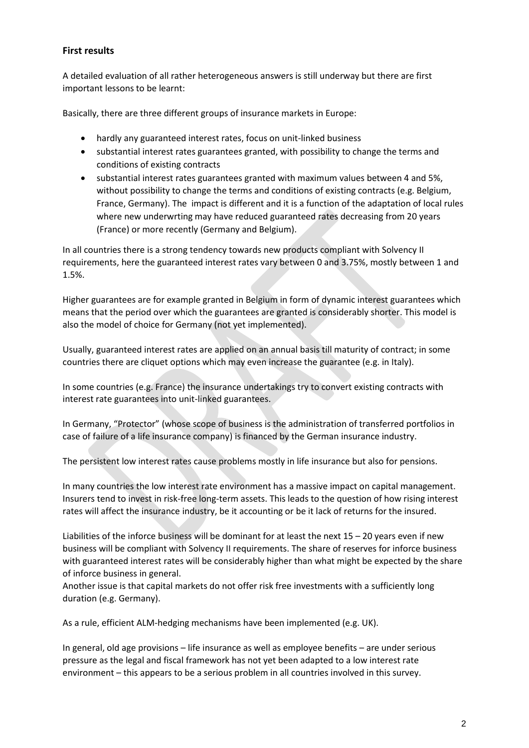## First results

A detailed evaluation of all rather heterogeneous answers is still underway but there are first important lessons to be learnt:

Basically, there are three different groups of insurance markets in Europe:

- hardly any guaranteed interest rates, focus on unit-linked business
- substantial interest rates guarantees granted, with possibility to change the terms and conditions of existing contracts
- substantial interest rates guarantees granted with maximum values between 4 and 5%, without possibility to change the terms and conditions of existing contracts (e.g. Belgium, France, Germany). The impact is different and it is a function of the adaptation of local rules where new underwrting may have reduced guaranteed rates decreasing from 20 years (France) or more recently (Germany and Belgium).

In all countries there is a strong tendency towards new products compliant with Solvency II requirements, here the guaranteed interest rates vary between 0 and 3.75%, mostly between 1 and 1.5%.

Higher guarantees are for example granted in Belgium in form of dynamic interest guarantees which means that the period over which the guarantees are granted is considerably shorter. This model is also the model of choice for Germany (not yet implemented).

Usually, guaranteed interest rates are applied on an annual basis till maturity of contract; in some countries there are cliquet options which may even increase the guarantee (e.g. in Italy).

In some countries (e.g. France) the insurance undertakings try to convert existing contracts with interest rate guarantees into unit-linked guarantees.

In Germany, "Protector" (whose scope of business is the administration of transferred portfolios in case of failure of a life insurance company) is financed by the German insurance industry.

The persistent low interest rates cause problems mostly in life insurance but also for pensions.

In many countries the low interest rate environment has a massive impact on capital management. Insurers tend to invest in risk-free long-term assets. This leads to the question of how rising interest rates will affect the insurance industry, be it accounting or be it lack of returns for the insured.

Liabilities of the inforce business will be dominant for at least the next 15 – 20 years even if new business will be compliant with Solvency II requirements. The share of reserves for inforce business with guaranteed interest rates will be considerably higher than what might be expected by the share of inforce business in general.
Another issue is that capital markets do not offer risk free investments with a sufficiently long duration (e.g. Germany).

As a rule, efficient ALM-hedging mechanisms have been implemented (e.g. UK).

In general, old age provisions – life insurance as well as employee benefits – are under serious pressure as the legal and fiscal framework has not yet been adapted to a low interest rate environment – this appears to be a serious problem in all countries involved in this survey.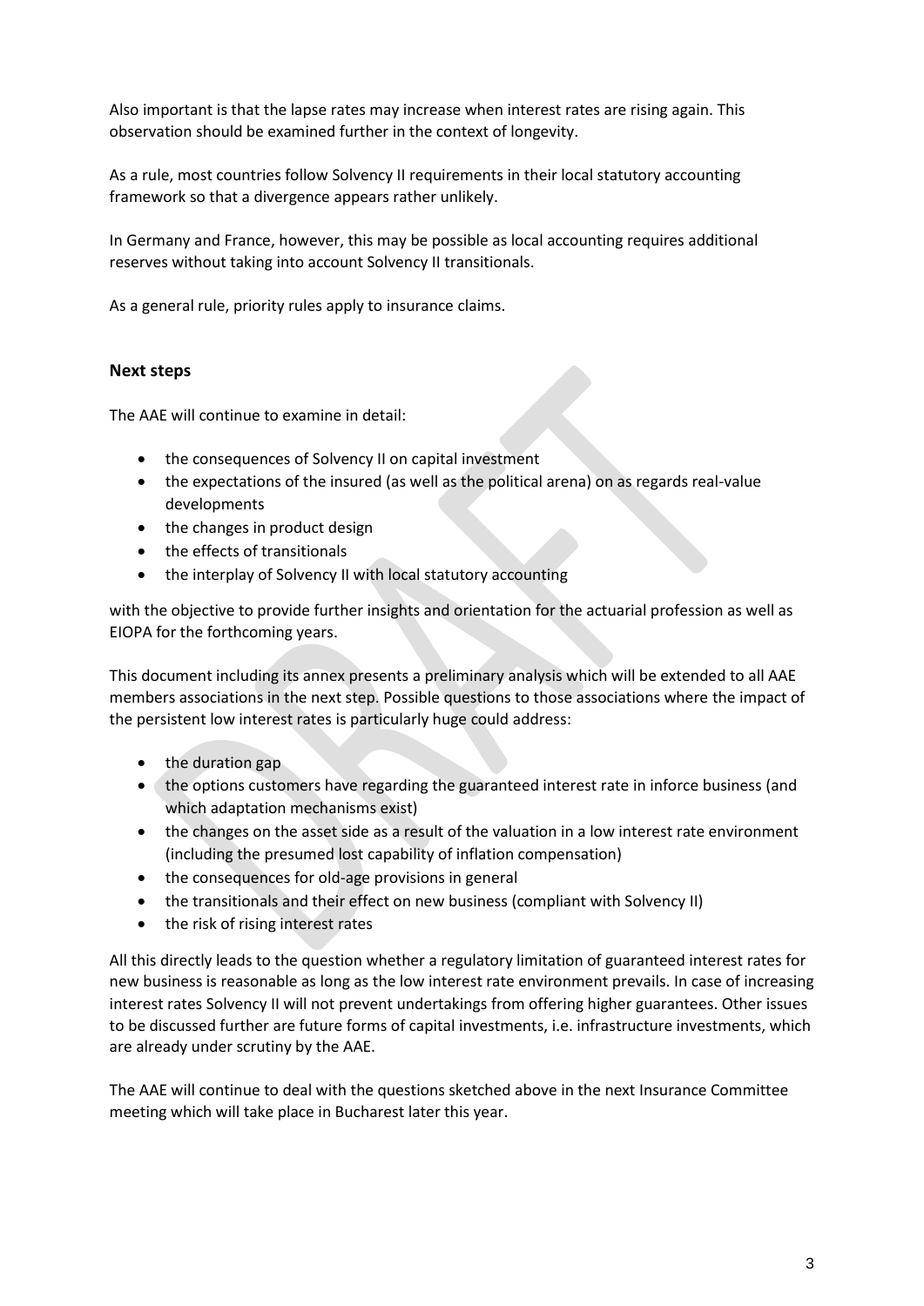Also important is that the lapse rates may increase when interest rates are rising again. This observation should be examined further in the context of longevity.

As a rule, most countries follow Solvency II requirements in their local statutory accounting framework so that a divergence appears rather unlikely.

In Germany and France, however, this may be possible as local accounting requires additional reserves without taking into account Solvency II transitionals.

As a general rule, priority rules apply to insurance claims.

## Next steps

The AAE will continue to examine in detail:

- the consequences of Solvency II on capital investment
- the expectations of the insured (as well as the political arena) on as regards real-value developments
- the changes in product design
- the effects of transitionals
- the interplay of Solvency II with local statutory accounting

with the objective to provide further insights and orientation for the actuarial profession as well as EIOPA for the forthcoming years.

This document including its annex presents a preliminary analysis which will be extended to all AAE members associations in the next step. Possible questions to those associations where the impact of the persistent low interest rates is particularly huge could address:

- the duration gap
- the options customers have regarding the guaranteed interest rate in inforce business (and which adaptation mechanisms exist)
- the changes on the asset side as a result of the valuation in a low interest rate environment (including the presumed lost capability of inflation compensation)
- the consequences for old-age provisions in general
- the transitionals and their effect on new business (compliant with Solvency II)
- the risk of rising interest rates

All this directly leads to the question whether a regulatory limitation of guaranteed interest rates for new business is reasonable as long as the low interest rate environment prevails. In case of increasing interest rates Solvency II will not prevent undertakings from offering higher guarantees. Other issues to be discussed further are future forms of capital investments, i.e. infrastructure investments, which are already under scrutiny by the AAE.

The AAE will continue to deal with the questions sketched above in the next Insurance Committee meeting which will take place in Bucharest later this year.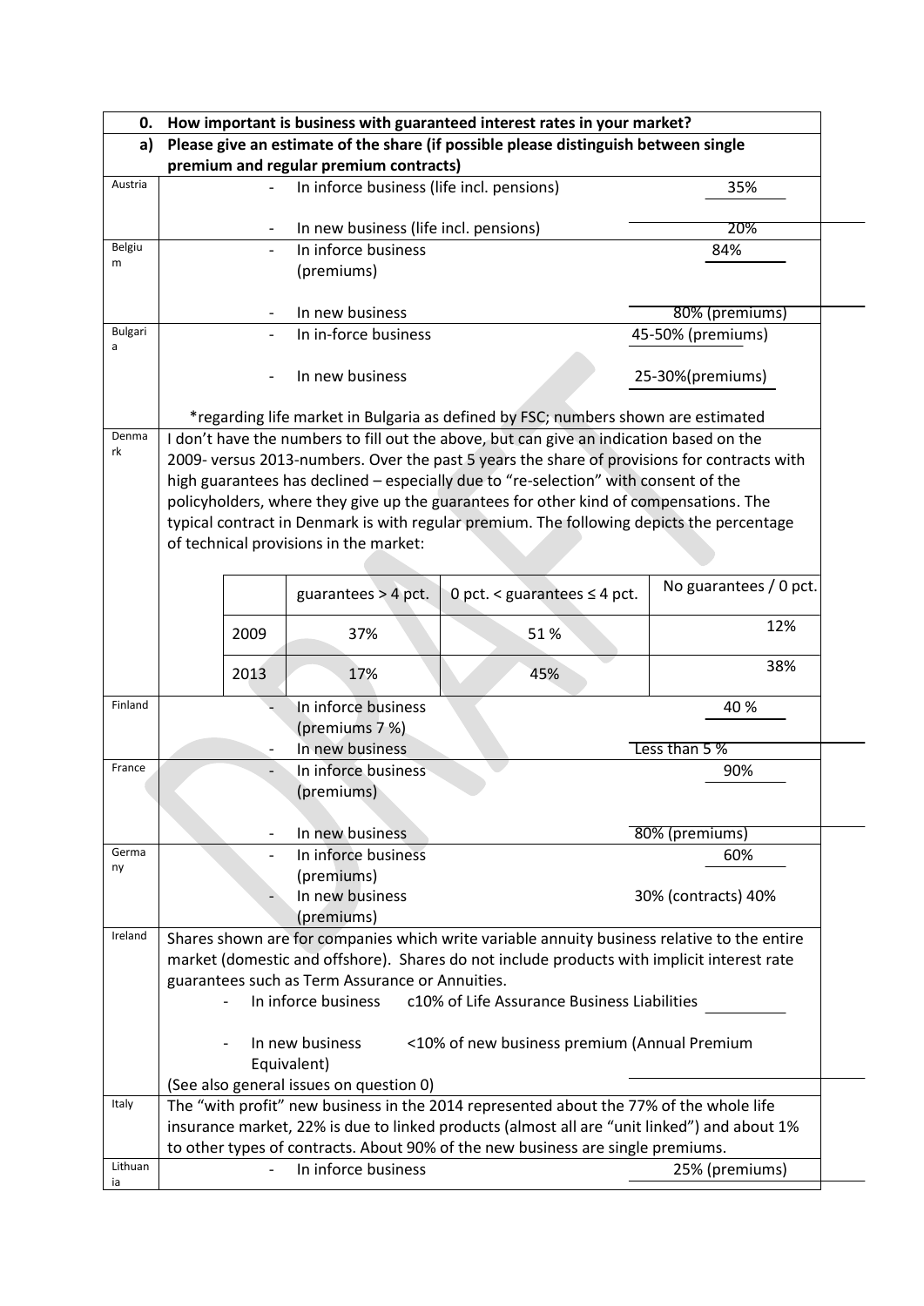| 0. | How important is business with guaranteed interest rates in your market? | | | |
|---|---|---|---|---|
| a) | Please give an estimate of the share (if possible please distinguish between single premium and regular premium contracts) | | | |
| Austria | - In inforce business (life incl. pensions) | | | 35% |
| | - In new business (life incl. pensions) | | | 20% |
| Belgium | - In inforce business (premiums) | | | 84% |
| | - In new business | | | 80% (premiums) |
| Bulgaria | - In in-force business | | | 45-50% (premiums) |
| | - In new business | | | 25-30%(premiums) |
| | *regarding life market in Bulgaria as defined by FSC; numbers shown are estimated | | | |
| Denmark | I don't have the numbers to fill out the above, but can give an indication based on the 2009- versus 2013-numbers. Over the past 5 years the share of provisions for contracts with high guarantees has declined – especially due to "re-selection" with consent of the policyholders, where they give up the guarantees for other kind of compensations. The typical contract in Denmark is with regular premium. The following depicts the percentage of technical provisions in the market: | | | |
| | | guarantees > 4 pct. | 0 pct. < guarantees ≤ 4 pct. | No guarantees / 0 pct. |
| | 2009 | 37% | 51 % | 12% |
| | 2013 | 17% | 45% | 38% |
| Finland | - In inforce business (premiums 7 %) | | | 40 % |
| | - In new business | | | Less than 5 % |
| France | - In inforce business (premiums) | | | 90% |
| | - In new business | | | 80% (premiums) |
| Germany | - In inforce business (premiums) | | | 60% |
| | - In new business (premiums) | | | 30% (contracts) 40% |
| Ireland | Shares shown are for companies which write variable annuity business relative to the entire market (domestic and offshore). Shares do not include products with implicit interest rate guarantees such as Term Assurance or Annuities.<br>- In inforce business c10% of Life Assurance Business Liabilities<br>- In new business <10% of new business premium (Annual Premium Equivalent)<br>(See also general issues on question 0) | | | |
| Italy | The "with profit" new business in the 2014 represented about the 77% of the whole life insurance market, 22% is due to linked products (almost all are "unit linked") and about 1% to other types of contracts. About 90% of the new business are single premiums. | | | |
| Lithuania | - In inforce business | | | 25% (premiums) |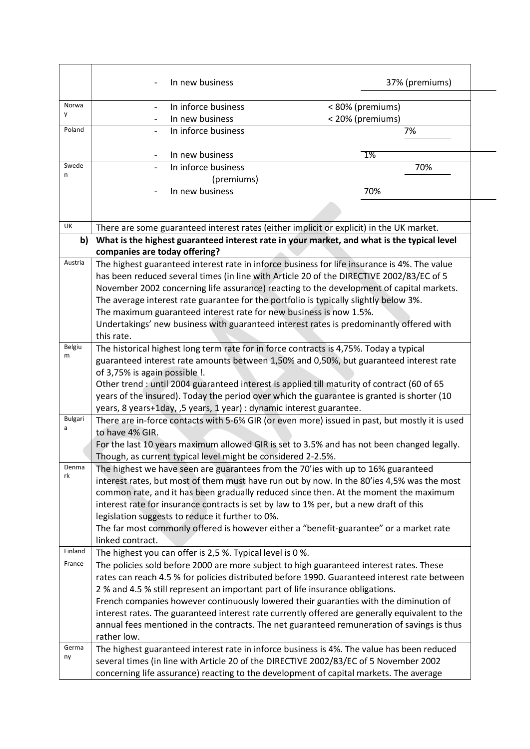| | |
|---|---|
| | - In new business 37% (premiums) |
| Norway | - In inforce business < 80% (premiums)<br>- In new business < 20% (premiums) |
| Poland | - In inforce business 7%<br>- In new business 1% |
| Sweden | - In inforce business 70% (premiums)<br>- In new business 70% |
| UK | There are some guaranteed interest rates (either implicit or explicit) in the UK market. |
| **b)** | **What is the highest guaranteed interest rate in your market, and what is the typical level companies are today offering?** |
| Austria | The highest guaranteed interest rate in inforce business for life insurance is 4%. The value has been reduced several times (in line with Article 20 of the DIRECTIVE 2002/83/EC of 5 November 2002 concerning life assurance) reacting to the development of capital markets. The average interest rate guarantee for the portfolio is typically slightly below 3%.<br>The maximum guaranteed interest rate for new business is now 1.5%.<br>Undertakings' new business with guaranteed interest rates is predominantly offered with this rate. |
| Belgium | The historical highest long term rate for in force contracts is 4,75%. Today a typical guaranteed interest rate amounts between 1,50% and 0,50%, but guaranteed interest rate of 3,75% is again possible !.<br>Other trend : until 2004 guaranteed interest is applied till maturity of contract (60 of 65 years of the insured). Today the period over which the guarantee is granted is shorter (10 years, 8 years+1day, ,5 years, 1 year) : dynamic interest guarantee. |
| Bulgaria | There are in-force contacts with 5-6% GIR (or even more) issued in past, but mostly it is used to have 4% GIR.<br>For the last 10 years maximum allowed GIR is set to 3.5% and has not been changed legally. Though, as current typical level might be considered 2-2.5%. |
| Denmark | The highest we have seen are guarantees from the 70'ies with up to 16% guaranteed interest rates, but most of them must have run out by now. In the 80'ies 4,5% was the most common rate, and it has been gradually reduced since then. At the moment the maximum interest rate for insurance contracts is set by law to 1% per, but a new draft of this legislation suggests to reduce it further to 0%.<br>The far most commonly offered is however either a "benefit-guarantee" or a market rate linked contract. |
| Finland | The highest you can offer is 2,5 %. Typical level is 0 %. |
| France | The policies sold before 2000 are more subject to high guaranteed interest rates. These rates can reach 4.5 % for policies distributed before 1990. Guaranteed interest rate between 2 % and 4.5 % still represent an important part of life insurance obligations.<br>French companies however continuously lowered their guaranties with the diminution of interest rates. The guaranteed interest rate currently offered are generally equivalent to the annual fees mentioned in the contracts. The net guaranteed remuneration of savings is thus rather low. |
| Germany | The highest guaranteed interest rate in inforce business is 4%. The value has been reduced several times (in line with Article 20 of the DIRECTIVE 2002/83/EC of 5 November 2002 concerning life assurance) reacting to the development of capital markets. The average |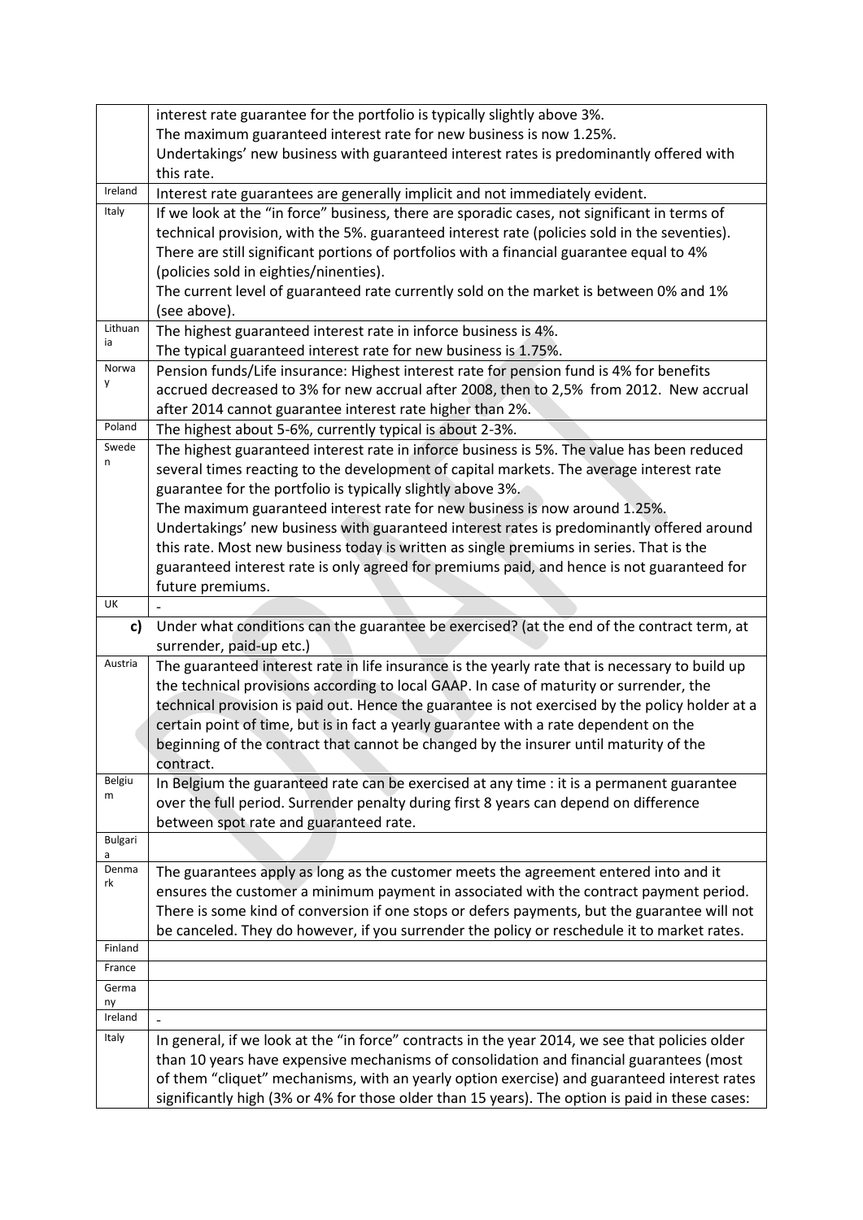| | |
|---|---|
| | interest rate guarantee for the portfolio is typically slightly above 3%.<br>The maximum guaranteed interest rate for new business is now 1.25%.<br>Undertakings' new business with guaranteed interest rates is predominantly offered with this rate. |
| Ireland | Interest rate guarantees are generally implicit and not immediately evident. |
| Italy | If we look at the "in force" business, there are sporadic cases, not significant in terms of technical provision, with the 5%. guaranteed interest rate (policies sold in the seventies).<br>There are still significant portions of portfolios with a financial guarantee equal to 4% (policies sold in eighties/ninenties).<br>The current level of guaranteed rate currently sold on the market is between 0% and 1% (see above). |
| Lithuania | The highest guaranteed interest rate in inforce business is 4%.<br>The typical guaranteed interest rate for new business is 1.75%. |
| Norway | Pension funds/Life insurance: Highest interest rate for pension fund is 4% for benefits accrued decreased to 3% for new accrual after 2008, then to 2,5% from 2012. New accrual after 2014 cannot guarantee interest rate higher than 2%. |
| Poland | The highest about 5-6%, currently typical is about 2-3%. |
| Sweden | The highest guaranteed interest rate in inforce business is 5%. The value has been reduced several times reacting to the development of capital markets. The average interest rate guarantee for the portfolio is typically slightly above 3%.<br>The maximum guaranteed interest rate for new business is now around 1.25%.<br>Undertakings' new business with guaranteed interest rates is predominantly offered around this rate. Most new business today is written as single premiums in series. That is the guaranteed interest rate is only agreed for premiums paid, and hence is not guaranteed for future premiums. |
| UK | - |
| **c)** | Under what conditions can the guarantee be exercised? (at the end of the contract term, at surrender, paid-up etc.) |
| Austria | The guaranteed interest rate in life insurance is the yearly rate that is necessary to build up the technical provisions according to local GAAP. In case of maturity or surrender, the technical provision is paid out. Hence the guarantee is not exercised by the policy holder at a certain point of time, but is in fact a yearly guarantee with a rate dependent on the beginning of the contract that cannot be changed by the insurer until maturity of the contract. |
| Belgium | In Belgium the guaranteed rate can be exercised at any time : it is a permanent guarantee over the full period. Surrender penalty during first 8 years can depend on difference between spot rate and guaranteed rate. |
| Bulgaria | |
| Denmark | The guarantees apply as long as the customer meets the agreement entered into and it ensures the customer a minimum payment in associated with the contract payment period. There is some kind of conversion if one stops or defers payments, but the guarantee will not be canceled. They do however, if you surrender the policy or reschedule it to market rates. |
| Finland | |
| France | |
| Germany | |
| Ireland | - |
| Italy | In general, if we look at the "in force" contracts in the year 2014, we see that policies older than 10 years have expensive mechanisms of consolidation and financial guarantees (most of them "cliquet" mechanisms, with an yearly option exercise) and guaranteed interest rates significantly high (3% or 4% for those older than 15 years). The option is paid in these cases: |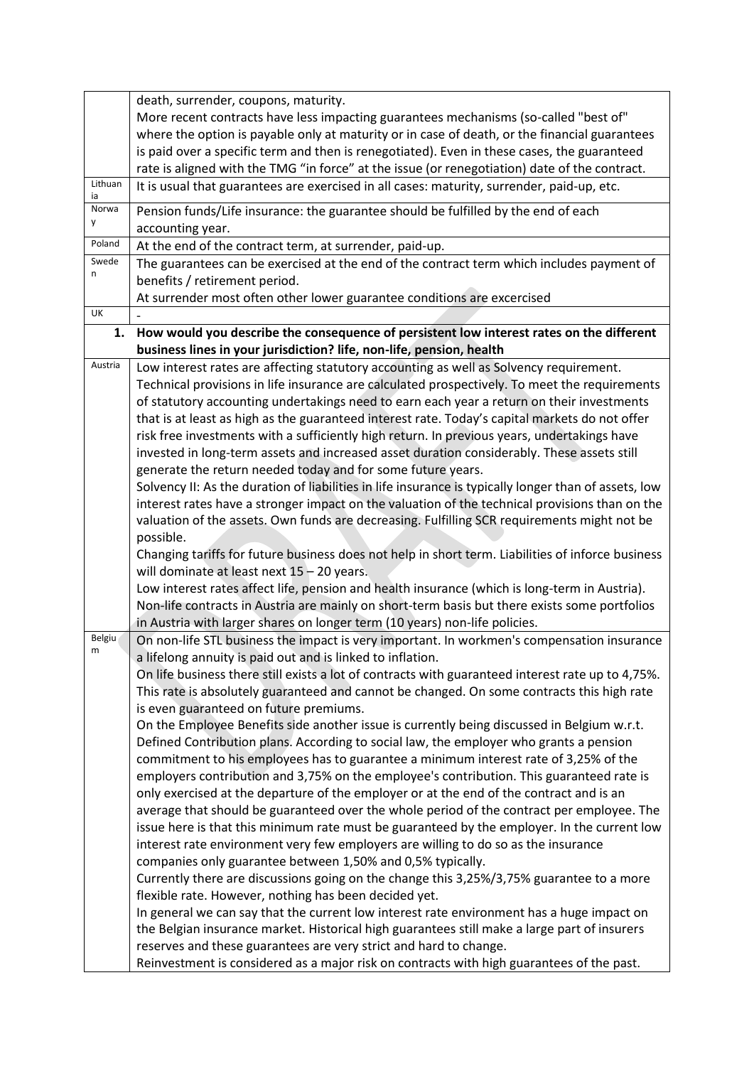| | |
|---|---|
| | death, surrender, coupons, maturity.<br>More recent contracts have less impacting guarantees mechanisms (so-called "best of" where the option is payable only at maturity or in case of death, or the financial guarantees is paid over a specific term and then is renegotiated). Even in these cases, the guaranteed rate is aligned with the TMG "in force" at the issue (or renegotiation) date of the contract. |
| Lithuania | It is usual that guarantees are exercised in all cases: maturity, surrender, paid-up, etc. |
| Norway | Pension funds/Life insurance: the guarantee should be fulfilled by the end of each accounting year. |
| Poland | At the end of the contract term, at surrender, paid-up. |
| Sweden | The guarantees can be exercised at the end of the contract term which includes payment of benefits / retirement period.<br>At surrender most often other lower guarantee conditions are excercised |
| UK | - |
| **1.** | **How would you describe the consequence of persistent low interest rates on the different business lines in your jurisdiction? life, non-life, pension, health** |
| Austria | Low interest rates are affecting statutory accounting as well as Solvency requirement. Technical provisions in life insurance are calculated prospectively. To meet the requirements of statutory accounting undertakings need to earn each year a return on their investments that is at least as high as the guaranteed interest rate. Today's capital markets do not offer risk free investments with a sufficiently high return. In previous years, undertakings have invested in long-term assets and increased asset duration considerably. These assets still generate the return needed today and for some future years.<br>Solvency II: As the duration of liabilities in life insurance is typically longer than of assets, low interest rates have a stronger impact on the valuation of the technical provisions than on the valuation of the assets. Own funds are decreasing. Fulfilling SCR requirements might not be possible.<br>Changing tariffs for future business does not help in short term. Liabilities of inforce business will dominate at least next 15 – 20 years.<br>Low interest rates affect life, pension and health insurance (which is long-term in Austria). Non-life contracts in Austria are mainly on short-term basis but there exists some portfolios in Austria with larger shares on longer term (10 years) non-life policies. |
| Belgium | On non-life STL business the impact is very important. In workmen's compensation insurance a lifelong annuity is paid out and is linked to inflation.<br>On life business there still exists a lot of contracts with guaranteed interest rate up to 4,75%. This rate is absolutely guaranteed and cannot be changed. On some contracts this high rate is even guaranteed on future premiums.<br>On the Employee Benefits side another issue is currently being discussed in Belgium w.r.t. Defined Contribution plans. According to social law, the employer who grants a pension commitment to his employees has to guarantee a minimum interest rate of 3,25% of the employers contribution and 3,75% on the employee's contribution. This guaranteed rate is only exercised at the departure of the employer or at the end of the contract and is an average that should be guaranteed over the whole period of the contract per employee. The issue here is that this minimum rate must be guaranteed by the employer. In the current low interest rate environment very few employers are willing to do so as the insurance companies only guarantee between 1,50% and 0,5% typically.<br>Currently there are discussions going on the change this 3,25%/3,75% guarantee to a more flexible rate. However, nothing has been decided yet.<br>In general we can say that the current low interest rate environment has a huge impact on the Belgian insurance market. Historical high guarantees still make a large part of insurers reserves and these guarantees are very strict and hard to change.<br>Reinvestment is considered as a major risk on contracts with high guarantees of the past. |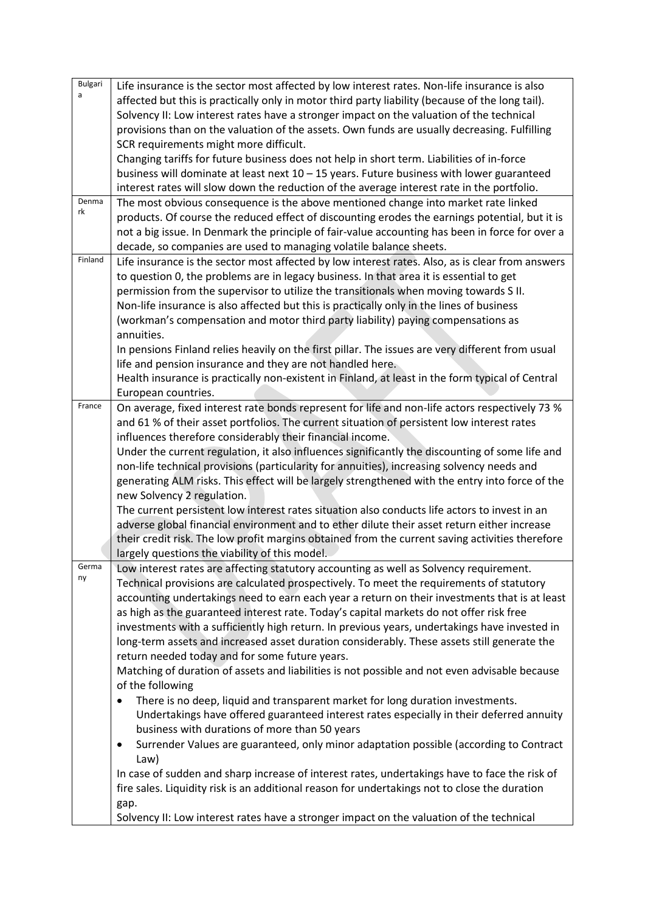| | |
|---|---|
| Bulgaria | Life insurance is the sector most affected by low interest rates. Non-life insurance is also affected but this is practically only in motor third party liability (because of the long tail).<br>Solvency II: Low interest rates have a stronger impact on the valuation of the technical provisions than on the valuation of the assets. Own funds are usually decreasing. Fulfilling SCR requirements might more difficult.<br>Changing tariffs for future business does not help in short term. Liabilities of in-force business will dominate at least next 10 – 15 years. Future business with lower guaranteed interest rates will slow down the reduction of the average interest rate in the portfolio. |
| Denmark | The most obvious consequence is the above mentioned change into market rate linked products. Of course the reduced effect of discounting erodes the earnings potential, but it is not a big issue. In Denmark the principle of fair-value accounting has been in force for over a decade, so companies are used to managing volatile balance sheets. |
| Finland | Life insurance is the sector most affected by low interest rates. Also, as is clear from answers to question 0, the problems are in legacy business. In that area it is essential to get permission from the supervisor to utilize the transitionals when moving towards S II.<br>Non-life insurance is also affected but this is practically only in the lines of business (workman's compensation and motor third party liability) paying compensations as annuities.<br>In pensions Finland relies heavily on the first pillar. The issues are very different from usual life and pension insurance and they are not handled here.<br>Health insurance is practically non-existent in Finland, at least in the form typical of Central European countries. |
| France | On average, fixed interest rate bonds represent for life and non-life actors respectively 73 % and 61 % of their asset portfolios. The current situation of persistent low interest rates influences therefore considerably their financial income.<br>Under the current regulation, it also influences significantly the discounting of some life and non-life technical provisions (particularity for annuities), increasing solvency needs and generating ALM risks. This effect will be largely strengthened with the entry into force of the new Solvency 2 regulation.<br>The current persistent low interest rates situation also conducts life actors to invest in an adverse global financial environment and to ether dilute their asset return either increase their credit risk. The low profit margins obtained from the current saving activities therefore largely questions the viability of this model. |
| Germany | Low interest rates are affecting statutory accounting as well as Solvency requirement.<br>Technical provisions are calculated prospectively. To meet the requirements of statutory accounting undertakings need to earn each year a return on their investments that is at least as high as the guaranteed interest rate. Today's capital markets do not offer risk free investments with a sufficiently high return. In previous years, undertakings have invested in long-term assets and increased asset duration considerably. These assets still generate the return needed today and for some future years.<br>Matching of duration of assets and liabilities is not possible and not even advisable because of the following<br>• There is no deep, liquid and transparent market for long duration investments. Undertakings have offered guaranteed interest rates especially in their deferred annuity business with durations of more than 50 years<br>• Surrender Values are guaranteed, only minor adaptation possible (according to Contract Law)<br>In case of sudden and sharp increase of interest rates, undertakings have to face the risk of fire sales. Liquidity risk is an additional reason for undertakings not to close the duration gap.<br>Solvency II: Low interest rates have a stronger impact on the valuation of the technical |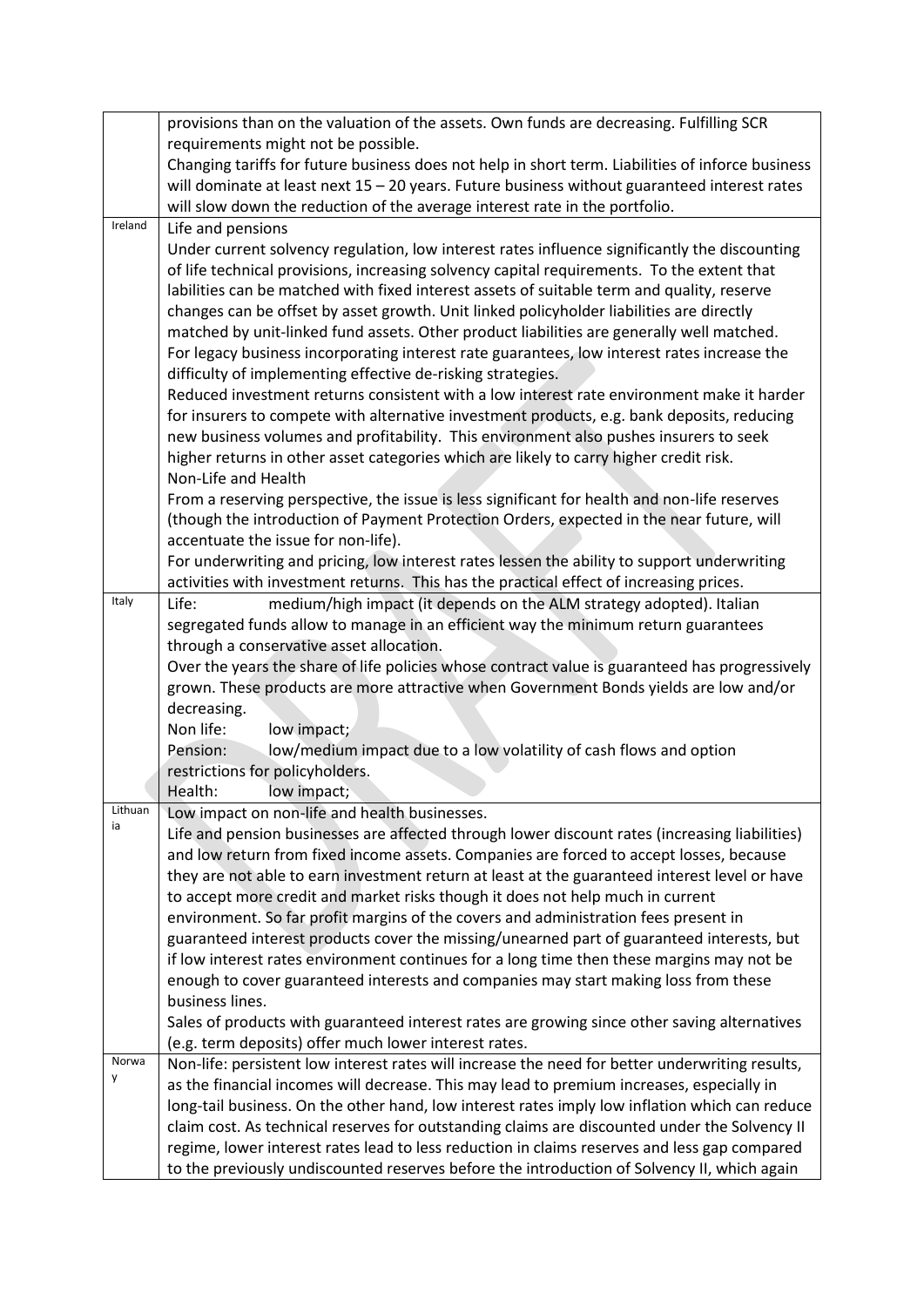| | |
|---|---|
| | provisions than on the valuation of the assets. Own funds are decreasing. Fulfilling SCR requirements might not be possible.<br>Changing tariffs for future business does not help in short term. Liabilities of inforce business will dominate at least next 15 – 20 years. Future business without guaranteed interest rates will slow down the reduction of the average interest rate in the portfolio. |
| Ireland | Life and pensions<br>Under current solvency regulation, low interest rates influence significantly the discounting of life technical provisions, increasing solvency capital requirements. To the extent that labilities can be matched with fixed interest assets of suitable term and quality, reserve changes can be offset by asset growth. Unit linked policyholder liabilities are directly matched by unit-linked fund assets. Other product liabilities are generally well matched. For legacy business incorporating interest rate guarantees, low interest rates increase the difficulty of implementing effective de-risking strategies.<br>Reduced investment returns consistent with a low interest rate environment make it harder for insurers to compete with alternative investment products, e.g. bank deposits, reducing new business volumes and profitability. This environment also pushes insurers to seek higher returns in other asset categories which are likely to carry higher credit risk.<br>Non-Life and Health<br>From a reserving perspective, the issue is less significant for health and non-life reserves (though the introduction of Payment Protection Orders, expected in the near future, will accentuate the issue for non-life).<br>For underwriting and pricing, low interest rates lessen the ability to support underwriting activities with investment returns. This has the practical effect of increasing prices. |
| Italy | Life: medium/high impact (it depends on the ALM strategy adopted). Italian segregated funds allow to manage in an efficient way the minimum return guarantees through a conservative asset allocation.<br>Over the years the share of life policies whose contract value is guaranteed has progressively grown. These products are more attractive when Government Bonds yields are low and/or decreasing.<br>Non life: low impact;<br>Pension: low/medium impact due to a low volatility of cash flows and option restrictions for policyholders.<br>Health: low impact; |
| Lithuania | Low impact on non-life and health businesses.<br>Life and pension businesses are affected through lower discount rates (increasing liabilities) and low return from fixed income assets. Companies are forced to accept losses, because they are not able to earn investment return at least at the guaranteed interest level or have to accept more credit and market risks though it does not help much in current environment. So far profit margins of the covers and administration fees present in guaranteed interest products cover the missing/unearned part of guaranteed interests, but if low interest rates environment continues for a long time then these margins may not be enough to cover guaranteed interests and companies may start making loss from these business lines.<br>Sales of products with guaranteed interest rates are growing since other saving alternatives (e.g. term deposits) offer much lower interest rates. |
| Norway | Non-life: persistent low interest rates will increase the need for better underwriting results, as the financial incomes will decrease. This may lead to premium increases, especially in long-tail business. On the other hand, low interest rates imply low inflation which can reduce claim cost. As technical reserves for outstanding claims are discounted under the Solvency II regime, lower interest rates lead to less reduction in claims reserves and less gap compared to the previously undiscounted reserves before the introduction of Solvency II, which again |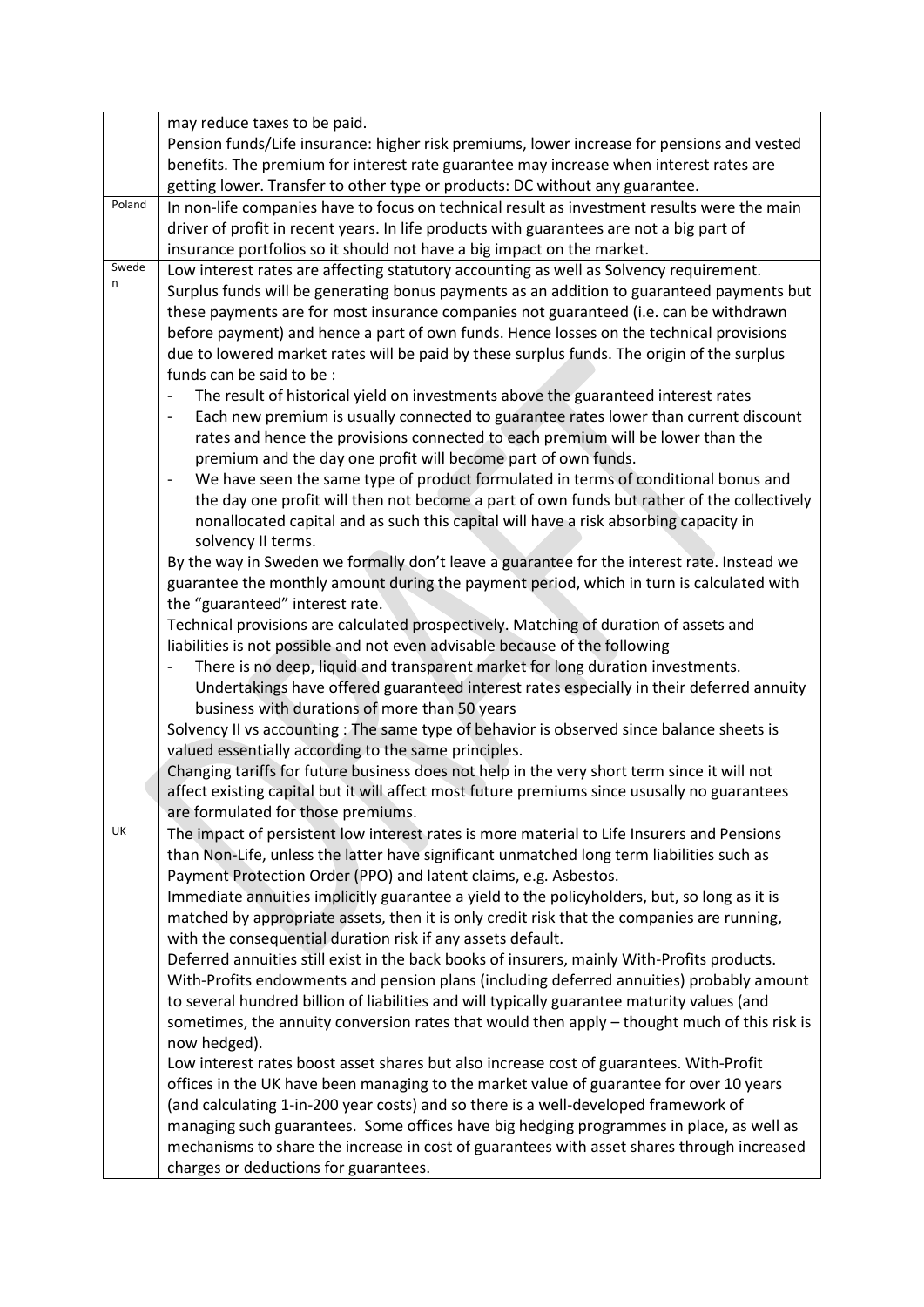| | |
|---|---|
| | may reduce taxes to be paid.<br>Pension funds/Life insurance: higher risk premiums, lower increase for pensions and vested benefits. The premium for interest rate guarantee may increase when interest rates are getting lower. Transfer to other type or products: DC without any guarantee. |
| Poland | In non-life companies have to focus on technical result as investment results were the main driver of profit in recent years. In life products with guarantees are not a big part of insurance portfolios so it should not have a big impact on the market. |
| Sweden | Low interest rates are affecting statutory accounting as well as Solvency requirement.<br>Surplus funds will be generating bonus payments as an addition to guaranteed payments but these payments are for most insurance companies not guaranteed (i.e. can be withdrawn before payment) and hence a part of own funds. Hence losses on the technical provisions due to lowered market rates will be paid by these surplus funds. The origin of the surplus funds can be said to be :<br>- The result of historical yield on investments above the guaranteed interest rates<br>- Each new premium is usually connected to guarantee rates lower than current discount rates and hence the provisions connected to each premium will be lower than the premium and the day one profit will become part of own funds.<br>- We have seen the same type of product formulated in terms of conditional bonus and the day one profit will then not become a part of own funds but rather of the collectively nonallocated capital and as such this capital will have a risk absorbing capacity in solvency II terms.<br>By the way in Sweden we formally don't leave a guarantee for the interest rate. Instead we guarantee the monthly amount during the payment period, which in turn is calculated with the "guaranteed" interest rate.<br>Technical provisions are calculated prospectively. Matching of duration of assets and liabilities is not possible and not even advisable because of the following<br>- There is no deep, liquid and transparent market for long duration investments. Undertakings have offered guaranteed interest rates especially in their deferred annuity business with durations of more than 50 years<br>Solvency II vs accounting : The same type of behavior is observed since balance sheets is valued essentially according to the same principles.<br>Changing tariffs for future business does not help in the very short term since it will not affect existing capital but it will affect most future premiums since ususally no guarantees are formulated for those premiums. |
| UK | The impact of persistent low interest rates is more material to Life Insurers and Pensions than Non-Life, unless the latter have significant unmatched long term liabilities such as Payment Protection Order (PPO) and latent claims, e.g. Asbestos.<br>Immediate annuities implicitly guarantee a yield to the policyholders, but, so long as it is matched by appropriate assets, then it is only credit risk that the companies are running, with the consequential duration risk if any assets default.<br>Deferred annuities still exist in the back books of insurers, mainly With-Profits products. With-Profits endowments and pension plans (including deferred annuities) probably amount to several hundred billion of liabilities and will typically guarantee maturity values (and sometimes, the annuity conversion rates that would then apply – thought much of this risk is now hedged).<br>Low interest rates boost asset shares but also increase cost of guarantees. With-Profit offices in the UK have been managing to the market value of guarantee for over 10 years (and calculating 1-in-200 year costs) and so there is a well-developed framework of managing such guarantees. Some offices have big hedging programmes in place, as well as mechanisms to share the increase in cost of guarantees with asset shares through increased charges or deductions for guarantees. |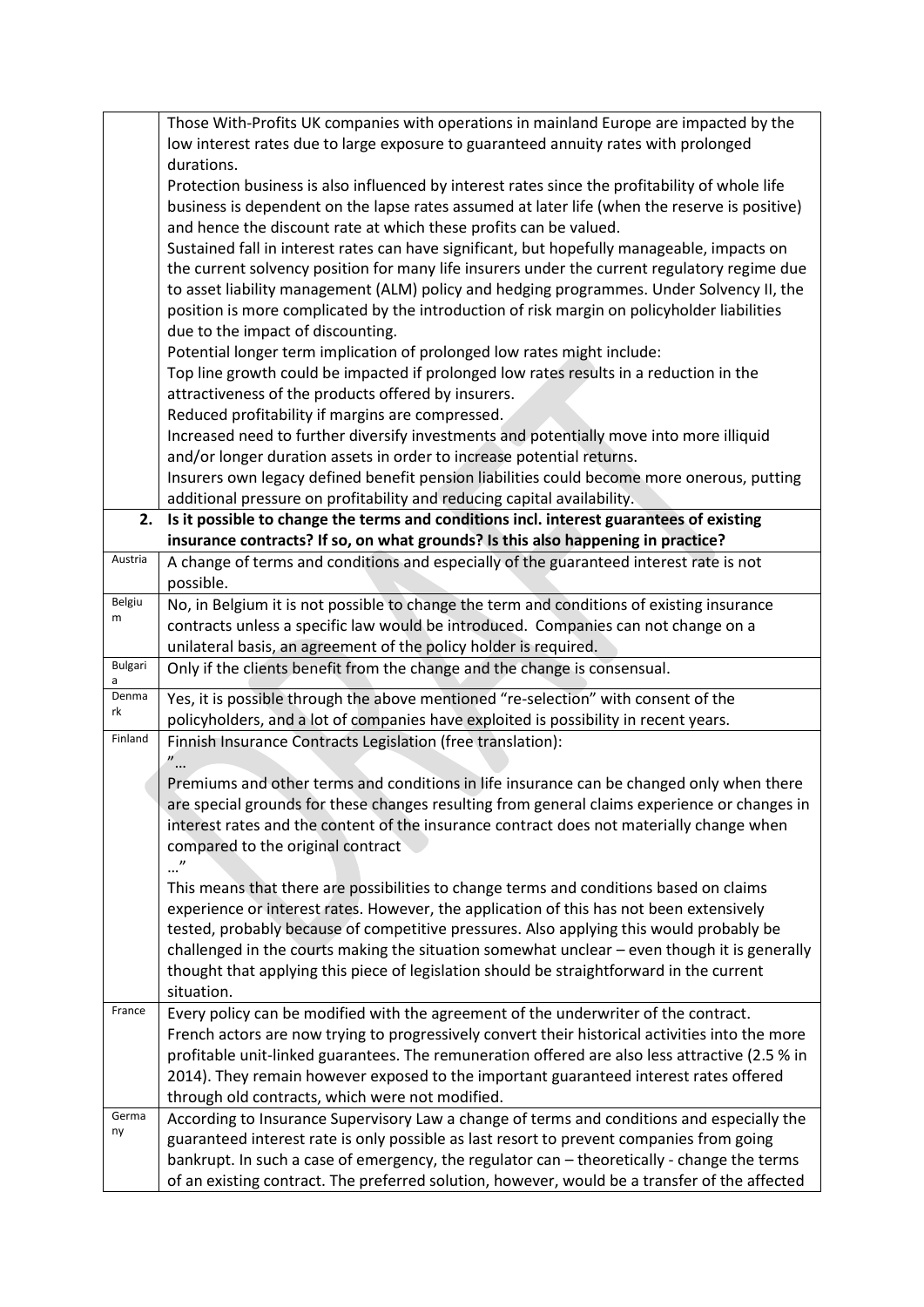| | |
|---|---|
| | Those With-Profits UK companies with operations in mainland Europe are impacted by the low interest rates due to large exposure to guaranteed annuity rates with prolonged durations.<br>Protection business is also influenced by interest rates since the profitability of whole life business is dependent on the lapse rates assumed at later life (when the reserve is positive) and hence the discount rate at which these profits can be valued.<br>Sustained fall in interest rates can have significant, but hopefully manageable, impacts on the current solvency position for many life insurers under the current regulatory regime due to asset liability management (ALM) policy and hedging programmes. Under Solvency II, the position is more complicated by the introduction of risk margin on policyholder liabilities due to the impact of discounting.<br>Potential longer term implication of prolonged low rates might include:<br>Top line growth could be impacted if prolonged low rates results in a reduction in the attractiveness of the products offered by insurers.<br>Reduced profitability if margins are compressed.<br>Increased need to further diversify investments and potentially move into more illiquid and/or longer duration assets in order to increase potential returns.<br>Insurers own legacy defined benefit pension liabilities could become more onerous, putting additional pressure on profitability and reducing capital availability. |
| **2.** | **Is it possible to change the terms and conditions incl. interest guarantees of existing insurance contracts? If so, on what grounds? Is this also happening in practice?** |
| Austria | A change of terms and conditions and especially of the guaranteed interest rate is not possible. |
| Belgium | No, in Belgium it is not possible to change the term and conditions of existing insurance contracts unless a specific law would be introduced. Companies can not change on a unilateral basis, an agreement of the policy holder is required. |
| Bulgaria | Only if the clients benefit from the change and the change is consensual. |
| Denmark | Yes, it is possible through the above mentioned "re-selection" with consent of the policyholders, and a lot of companies have exploited is possibility in recent years. |
| Finland | Finnish Insurance Contracts Legislation (free translation):<br>"…<br>Premiums and other terms and conditions in life insurance can be changed only when there are special grounds for these changes resulting from general claims experience or changes in interest rates and the content of the insurance contract does not materially change when compared to the original contract<br>…"<br>This means that there are possibilities to change terms and conditions based on claims experience or interest rates. However, the application of this has not been extensively tested, probably because of competitive pressures. Also applying this would probably be challenged in the courts making the situation somewhat unclear – even though it is generally thought that applying this piece of legislation should be straightforward in the current situation. |
| France | Every policy can be modified with the agreement of the underwriter of the contract.<br>French actors are now trying to progressively convert their historical activities into the more profitable unit-linked guarantees. The remuneration offered are also less attractive (2.5 % in 2014). They remain however exposed to the important guaranteed interest rates offered through old contracts, which were not modified. |
| Germany | According to Insurance Supervisory Law a change of terms and conditions and especially the guaranteed interest rate is only possible as last resort to prevent companies from going bankrupt. In such a case of emergency, the regulator can – theoretically - change the terms of an existing contract. The preferred solution, however, would be a transfer of the affected |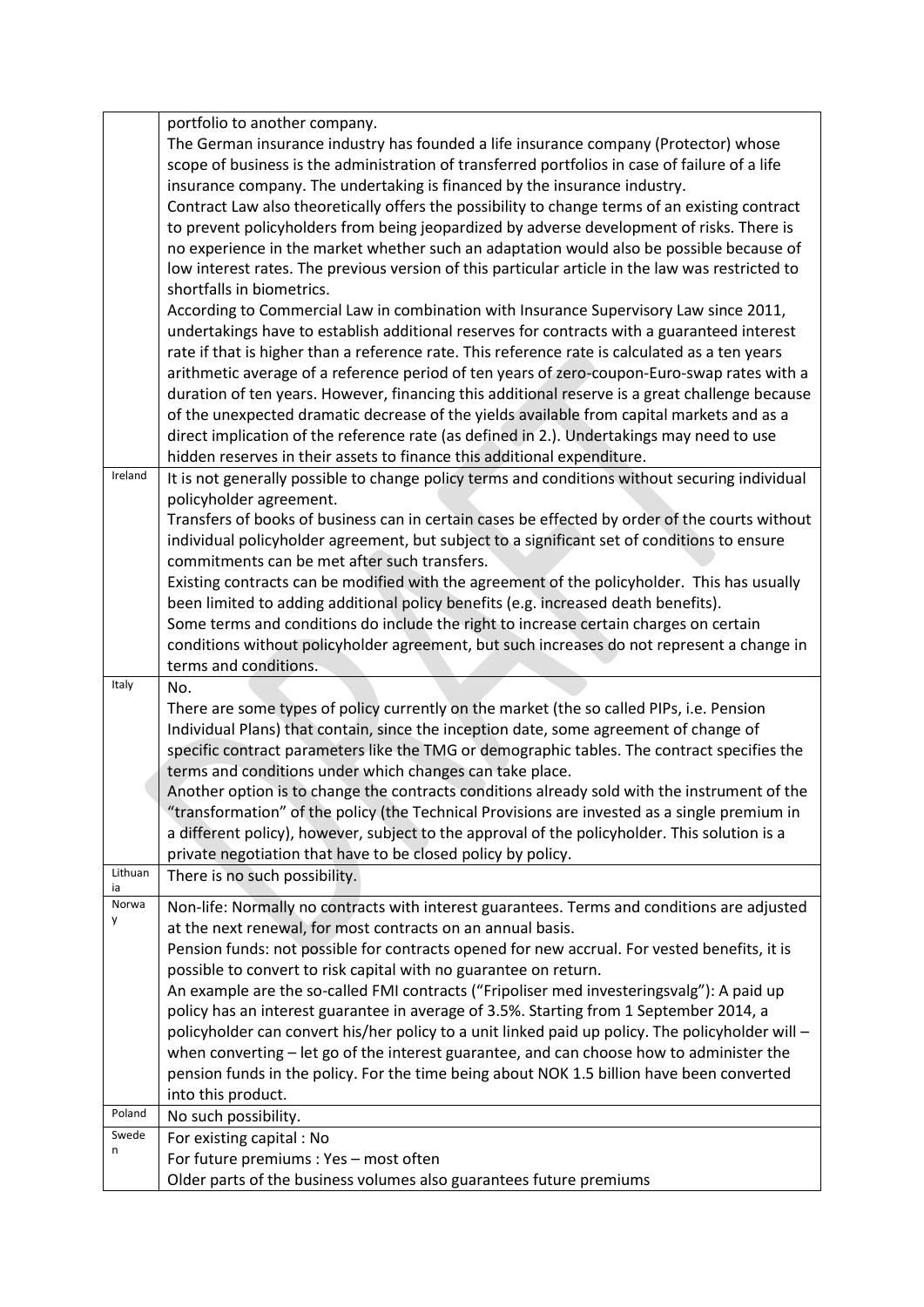| | |
|---|---|
| | portfolio to another company.<br>The German insurance industry has founded a life insurance company (Protector) whose scope of business is the administration of transferred portfolios in case of failure of a life insurance company. The undertaking is financed by the insurance industry.<br>Contract Law also theoretically offers the possibility to change terms of an existing contract to prevent policyholders from being jeopardized by adverse development of risks. There is no experience in the market whether such an adaptation would also be possible because of low interest rates. The previous version of this particular article in the law was restricted to shortfalls in biometrics.<br>According to Commercial Law in combination with Insurance Supervisory Law since 2011, undertakings have to establish additional reserves for contracts with a guaranteed interest rate if that is higher than a reference rate. This reference rate is calculated as a ten years arithmetic average of a reference period of ten years of zero-coupon-Euro-swap rates with a duration of ten years. However, financing this additional reserve is a great challenge because of the unexpected dramatic decrease of the yields available from capital markets and as a direct implication of the reference rate (as defined in 2.). Undertakings may need to use hidden reserves in their assets to finance this additional expenditure. |
| Ireland | It is not generally possible to change policy terms and conditions without securing individual policyholder agreement.<br>Transfers of books of business can in certain cases be effected by order of the courts without individual policyholder agreement, but subject to a significant set of conditions to ensure commitments can be met after such transfers.<br>Existing contracts can be modified with the agreement of the policyholder. This has usually been limited to adding additional policy benefits (e.g. increased death benefits).<br>Some terms and conditions do include the right to increase certain charges on certain conditions without policyholder agreement, but such increases do not represent a change in terms and conditions. |
| Italy | No.<br>There are some types of policy currently on the market (the so called PIPs, i.e. Pension Individual Plans) that contain, since the inception date, some agreement of change of specific contract parameters like the TMG or demographic tables. The contract specifies the terms and conditions under which changes can take place.<br>Another option is to change the contracts conditions already sold with the instrument of the "transformation" of the policy (the Technical Provisions are invested as a single premium in a different policy), however, subject to the approval of the policyholder. This solution is a private negotiation that have to be closed policy by policy. |
| Lithuania | There is no such possibility. |
| Norway | Non-life: Normally no contracts with interest guarantees. Terms and conditions are adjusted at the next renewal, for most contracts on an annual basis.<br>Pension funds: not possible for contracts opened for new accrual. For vested benefits, it is possible to convert to risk capital with no guarantee on return.<br>An example are the so-called FMI contracts ("Fripoliser med investeringsvalg"): A paid up policy has an interest guarantee in average of 3.5%. Starting from 1 September 2014, a policyholder can convert his/her policy to a unit linked paid up policy. The policyholder will – when converting – let go of the interest guarantee, and can choose how to administer the pension funds in the policy. For the time being about NOK 1.5 billion have been converted into this product. |
| Poland | No such possibility. |
| Sweden | For existing capital : No<br>For future premiums : Yes – most often<br>Older parts of the business volumes also guarantees future premiums |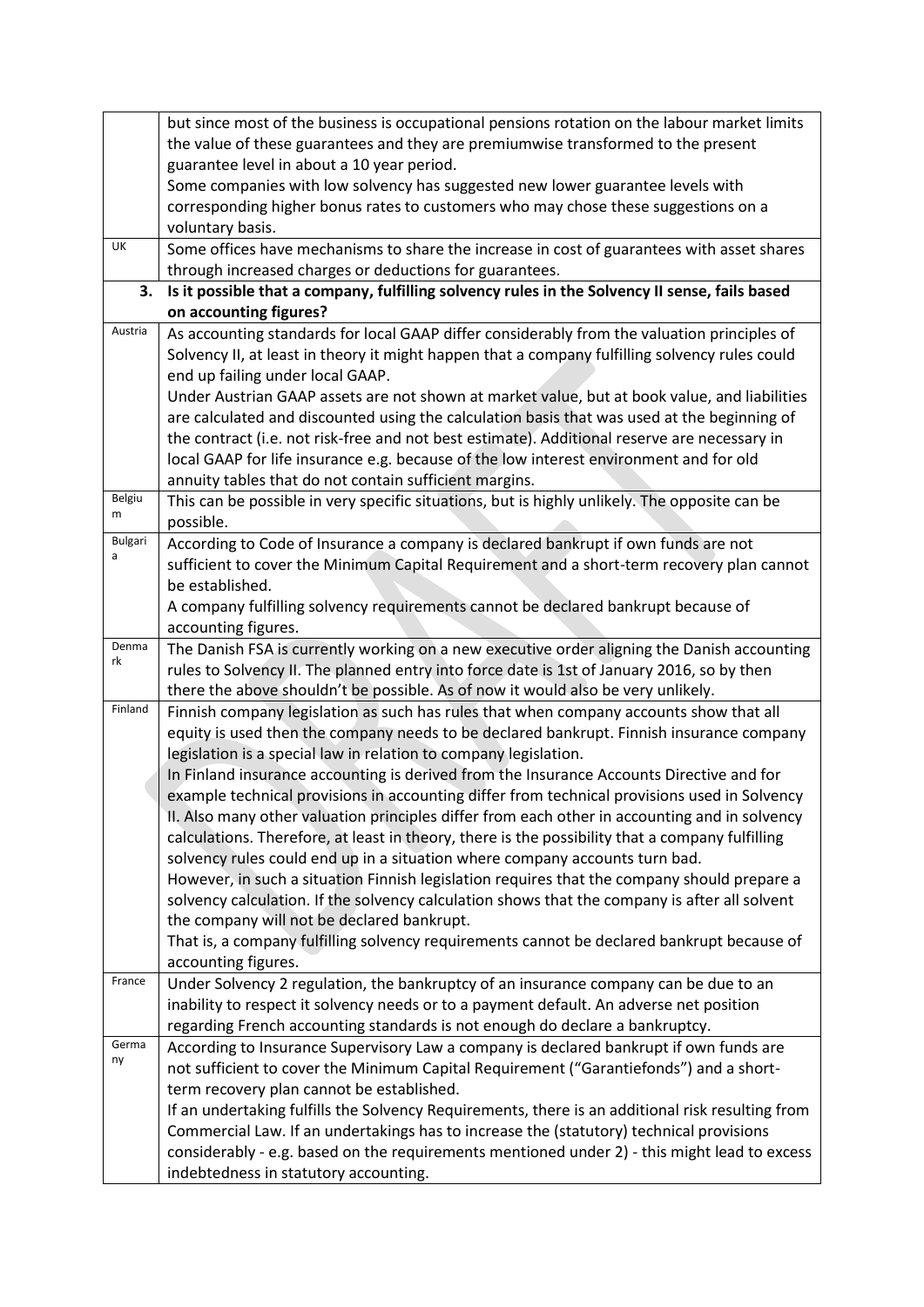| | |
|---|---|
| | but since most of the business is occupational pensions rotation on the labour market limits the value of these guarantees and they are premiumwise transformed to the present guarantee level in about a 10 year period.<br>Some companies with low solvency has suggested new lower guarantee levels with corresponding higher bonus rates to customers who may chose these suggestions on a voluntary basis. |
| UK | Some offices have mechanisms to share the increase in cost of guarantees with asset shares through increased charges or deductions for guarantees. |
| **3.** | **Is it possible that a company, fulfilling solvency rules in the Solvency II sense, fails based on accounting figures?** |
| Austria | As accounting standards for local GAAP differ considerably from the valuation principles of Solvency II, at least in theory it might happen that a company fulfilling solvency rules could end up failing under local GAAP.<br>Under Austrian GAAP assets are not shown at market value, but at book value, and liabilities are calculated and discounted using the calculation basis that was used at the beginning of the contract (i.e. not risk-free and not best estimate). Additional reserve are necessary in local GAAP for life insurance e.g. because of the low interest environment and for old annuity tables that do not contain sufficient margins. |
| Belgium | This can be possible in very specific situations, but is highly unlikely. The opposite can be possible. |
| Bulgaria | According to Code of Insurance a company is declared bankrupt if own funds are not sufficient to cover the Minimum Capital Requirement and a short-term recovery plan cannot be established.<br>A company fulfilling solvency requirements cannot be declared bankrupt because of accounting figures. |
| Denmark | The Danish FSA is currently working on a new executive order aligning the Danish accounting rules to Solvency II. The planned entry into force date is 1st of January 2016, so by then there the above shouldn't be possible. As of now it would also be very unlikely. |
| Finland | Finnish company legislation as such has rules that when company accounts show that all equity is used then the company needs to be declared bankrupt. Finnish insurance company legislation is a special law in relation to company legislation.<br>In Finland insurance accounting is derived from the Insurance Accounts Directive and for example technical provisions in accounting differ from technical provisions used in Solvency II. Also many other valuation principles differ from each other in accounting and in solvency calculations. Therefore, at least in theory, there is the possibility that a company fulfilling solvency rules could end up in a situation where company accounts turn bad.<br>However, in such a situation Finnish legislation requires that the company should prepare a solvency calculation. If the solvency calculation shows that the company is after all solvent the company will not be declared bankrupt.<br>That is, a company fulfilling solvency requirements cannot be declared bankrupt because of accounting figures. |
| France | Under Solvency 2 regulation, the bankruptcy of an insurance company can be due to an inability to respect it solvency needs or to a payment default. An adverse net position regarding French accounting standards is not enough do declare a bankruptcy. |
| Germany | According to Insurance Supervisory Law a company is declared bankrupt if own funds are not sufficient to cover the Minimum Capital Requirement ("Garantiefonds") and a short-term recovery plan cannot be established.<br>If an undertaking fulfills the Solvency Requirements, there is an additional risk resulting from Commercial Law. If an undertakings has to increase the (statutory) technical provisions considerably - e.g. based on the requirements mentioned under 2) - this might lead to excess indebtedness in statutory accounting. |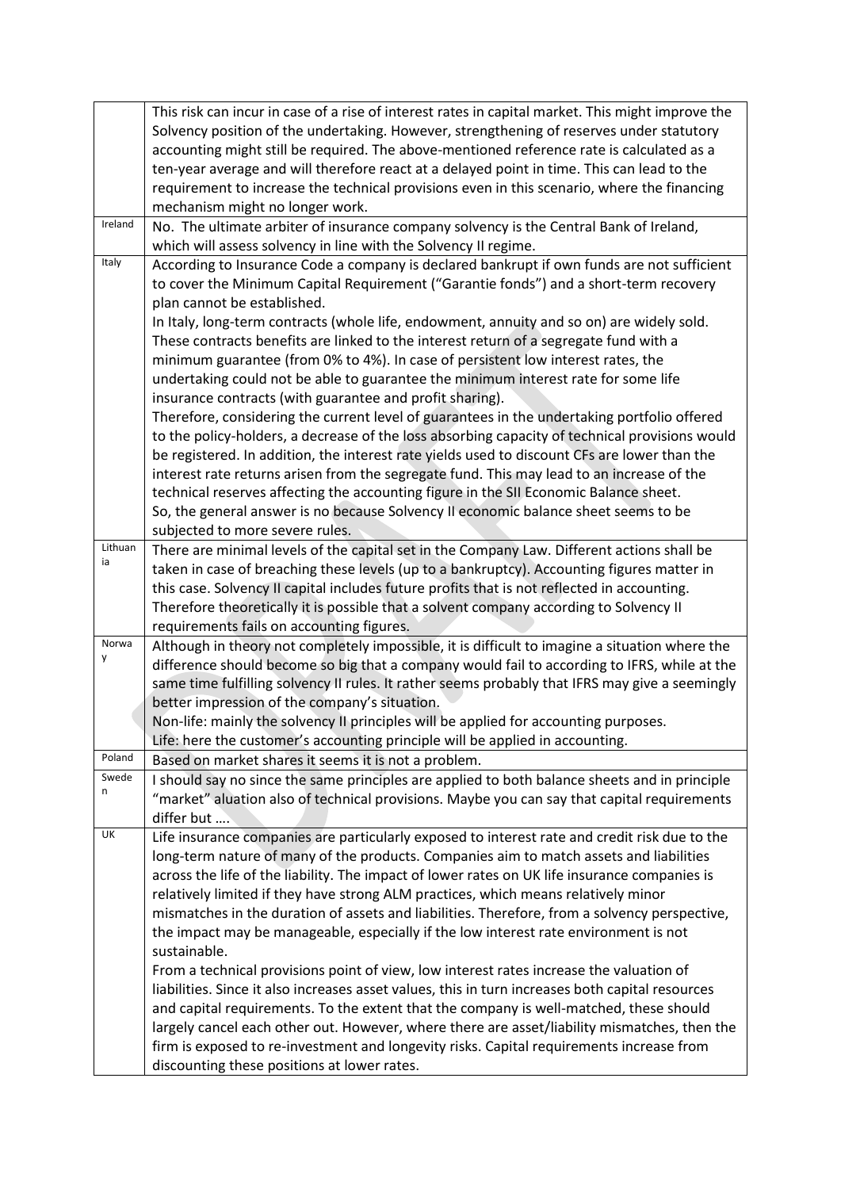| | |
|---|---|
| | This risk can incur in case of a rise of interest rates in capital market. This might improve the Solvency position of the undertaking. However, strengthening of reserves under statutory accounting might still be required. The above-mentioned reference rate is calculated as a ten-year average and will therefore react at a delayed point in time. This can lead to the requirement to increase the technical provisions even in this scenario, where the financing mechanism might no longer work. |
| Ireland | No. The ultimate arbiter of insurance company solvency is the Central Bank of Ireland, which will assess solvency in line with the Solvency II regime. |
| Italy | According to Insurance Code a company is declared bankrupt if own funds are not sufficient to cover the Minimum Capital Requirement ("Garantie fonds") and a short-term recovery plan cannot be established.<br>In Italy, long-term contracts (whole life, endowment, annuity and so on) are widely sold. These contracts benefits are linked to the interest return of a segregate fund with a minimum guarantee (from 0% to 4%). In case of persistent low interest rates, the undertaking could not be able to guarantee the minimum interest rate for some life insurance contracts (with guarantee and profit sharing).<br>Therefore, considering the current level of guarantees in the undertaking portfolio offered to the policy-holders, a decrease of the loss absorbing capacity of technical provisions would be registered. In addition, the interest rate yields used to discount CFs are lower than the interest rate returns arisen from the segregate fund. This may lead to an increase of the technical reserves affecting the accounting figure in the SII Economic Balance sheet.<br>So, the general answer is no because Solvency II economic balance sheet seems to be subjected to more severe rules. |
| Lithuania | There are minimal levels of the capital set in the Company Law. Different actions shall be taken in case of breaching these levels (up to a bankruptcy). Accounting figures matter in this case. Solvency II capital includes future profits that is not reflected in accounting. Therefore theoretically it is possible that a solvent company according to Solvency II requirements fails on accounting figures. |
| Norway | Although in theory not completely impossible, it is difficult to imagine a situation where the difference should become so big that a company would fail to according to IFRS, while at the same time fulfilling solvency II rules. It rather seems probably that IFRS may give a seemingly better impression of the company's situation.<br>Non-life: mainly the solvency II principles will be applied for accounting purposes.<br>Life: here the customer's accounting principle will be applied in accounting. |
| Poland | Based on market shares it seems it is not a problem. |
| Sweden | I should say no since the same principles are applied to both balance sheets and in principle "market" aluation also of technical provisions. Maybe you can say that capital requirements differ but …. |
| UK | Life insurance companies are particularly exposed to interest rate and credit risk due to the long-term nature of many of the products. Companies aim to match assets and liabilities across the life of the liability. The impact of lower rates on UK life insurance companies is relatively limited if they have strong ALM practices, which means relatively minor mismatches in the duration of assets and liabilities. Therefore, from a solvency perspective, the impact may be manageable, especially if the low interest rate environment is not sustainable.<br>From a technical provisions point of view, low interest rates increase the valuation of liabilities. Since it also increases asset values, this in turn increases both capital resources and capital requirements. To the extent that the company is well-matched, these should largely cancel each other out. However, where there are asset/liability mismatches, then the firm is exposed to re-investment and longevity risks. Capital requirements increase from discounting these positions at lower rates. |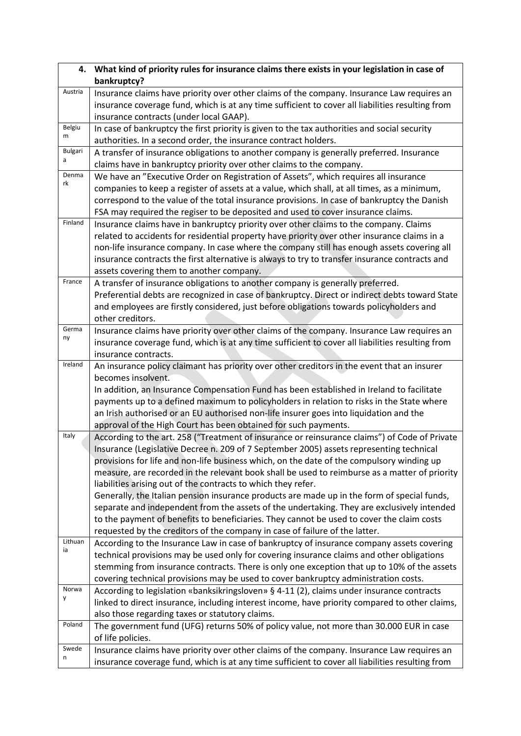| **4.** | **What kind of priority rules for insurance claims there exists in your legislation in case of bankruptcy?** |
|---|---|
| Austria | Insurance claims have priority over other claims of the company. Insurance Law requires an insurance coverage fund, which is at any time sufficient to cover all liabilities resulting from insurance contracts (under local GAAP). |
| Belgium | In case of bankruptcy the first priority is given to the tax authorities and social security authorities. In a second order, the insurance contract holders. |
| Bulgaria | A transfer of insurance obligations to another company is generally preferred. Insurance claims have in bankruptcy priority over other claims to the company. |
| Denmark | We have an "Executive Order on Registration of Assets", which requires all insurance companies to keep a register of assets at a value, which shall, at all times, as a minimum, correspond to the value of the total insurance provisions. In case of bankruptcy the Danish FSA may required the regiser to be deposited and used to cover insurance claims. |
| Finland | Insurance claims have in bankruptcy priority over other claims to the company. Claims related to accidents for residential property have priority over other insurance claims in a non-life insurance company. In case where the company still has enough assets covering all insurance contracts the first alternative is always to try to transfer insurance contracts and assets covering them to another company. |
| France | A transfer of insurance obligations to another company is generally preferred. Preferential debts are recognized in case of bankruptcy. Direct or indirect debts toward State and employees are firstly considered, just before obligations towards policyholders and other creditors. |
| Germany | Insurance claims have priority over other claims of the company. Insurance Law requires an insurance coverage fund, which is at any time sufficient to cover all liabilities resulting from insurance contracts. |
| Ireland | An insurance policy claimant has priority over other creditors in the event that an insurer becomes insolvent.<br>In addition, an Insurance Compensation Fund has been established in Ireland to facilitate payments up to a defined maximum to policyholders in relation to risks in the State where an Irish authorised or an EU authorised non-life insurer goes into liquidation and the approval of the High Court has been obtained for such payments. |
| Italy | According to the art. 258 ("Treatment of insurance or reinsurance claims") of Code of Private Insurance (Legislative Decree n. 209 of 7 September 2005) assets representing technical provisions for life and non-life business which, on the date of the compulsory winding up measure, are recorded in the relevant book shall be used to reimburse as a matter of priority liabilities arising out of the contracts to which they refer.<br>Generally, the Italian pension insurance products are made up in the form of special funds, separate and independent from the assets of the undertaking. They are exclusively intended to the payment of benefits to beneficiaries. They cannot be used to cover the claim costs requested by the creditors of the company in case of failure of the latter. |
| Lithuania | According to the Insurance Law in case of bankruptcy of insurance company assets covering technical provisions may be used only for covering insurance claims and other obligations stemming from insurance contracts. There is only one exception that up to 10% of the assets covering technical provisions may be used to cover bankruptcy administration costs. |
| Norway | According to legislation «banksikringsloven» § 4-11 (2), claims under insurance contracts linked to direct insurance, including interest income, have priority compared to other claims, also those regarding taxes or statutory claims. |
| Poland | The government fund (UFG) returns 50% of policy value, not more than 30.000 EUR in case of life policies. |
| Sweden | Insurance claims have priority over other claims of the company. Insurance Law requires an insurance coverage fund, which is at any time sufficient to cover all liabilities resulting from |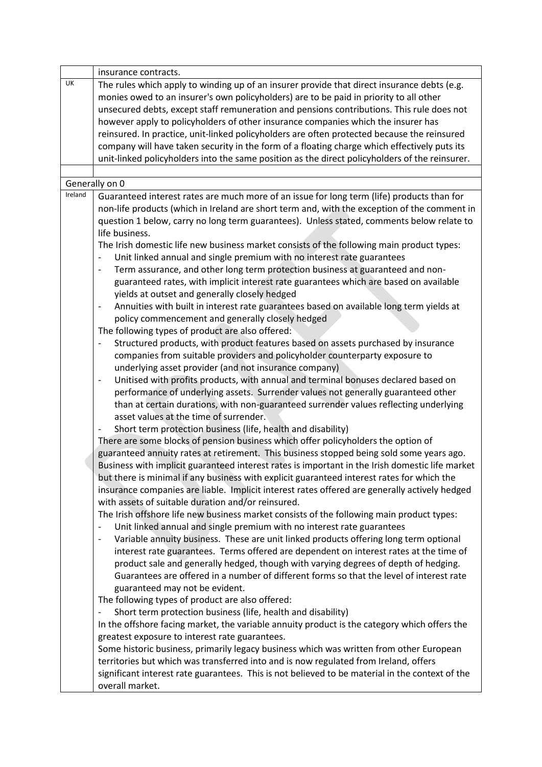| | |
|---|---|
| | insurance contracts. |
| UK | The rules which apply to winding up of an insurer provide that direct insurance debts (e.g. monies owed to an insurer's own policyholders) are to be paid in priority to all other unsecured debts, except staff remuneration and pensions contributions. This rule does not however apply to policyholders of other insurance companies which the insurer has reinsured. In practice, unit-linked policyholders are often protected because the reinsured company will have taken security in the form of a floating charge which effectively puts its unit-linked policyholders into the same position as the direct policyholders of the reinsurer. |
| | |
| Generally on 0 | |
| Ireland | Guaranteed interest rates are much more of an issue for long term (life) products than for non-life products (which in Ireland are short term and, with the exception of the comment in question 1 below, carry no long term guarantees). Unless stated, comments below relate to life business.<br>The Irish domestic life new business market consists of the following main product types:<br>- Unit linked annual and single premium with no interest rate guarantees<br>- Term assurance, and other long term protection business at guaranteed and non-guaranteed rates, with implicit interest rate guarantees which are based on available yields at outset and generally closely hedged<br>- Annuities with built in interest rate guarantees based on available long term yields at policy commencement and generally closely hedged<br>The following types of product are also offered:<br>- Structured products, with product features based on assets purchased by insurance companies from suitable providers and policyholder counterparty exposure to underlying asset provider (and not insurance company)<br>- Unitised with profits products, with annual and terminal bonuses declared based on performance of underlying assets. Surrender values not generally guaranteed other than at certain durations, with non-guaranteed surrender values reflecting underlying asset values at the time of surrender.<br>- Short term protection business (life, health and disability)<br>There are some blocks of pension business which offer policyholders the option of guaranteed annuity rates at retirement. This business stopped being sold some years ago.<br>Business with implicit guaranteed interest rates is important in the Irish domestic life market but there is minimal if any business with explicit guaranteed interest rates for which the insurance companies are liable. Implicit interest rates offered are generally actively hedged with assets of suitable duration and/or reinsured.<br>The Irish offshore life new business market consists of the following main product types:<br>- Unit linked annual and single premium with no interest rate guarantees<br>- Variable annuity business. These are unit linked products offering long term optional interest rate guarantees. Terms offered are dependent on interest rates at the time of product sale and generally hedged, though with varying degrees of depth of hedging. Guarantees are offered in a number of different forms so that the level of interest rate guaranteed may not be evident.<br>The following types of product are also offered:<br>- Short term protection business (life, health and disability)<br>In the offshore facing market, the variable annuity product is the category which offers the greatest exposure to interest rate guarantees.<br>Some historic business, primarily legacy business which was written from other European territories but which was transferred into and is now regulated from Ireland, offers significant interest rate guarantees. This is not believed to be material in the context of the overall market. |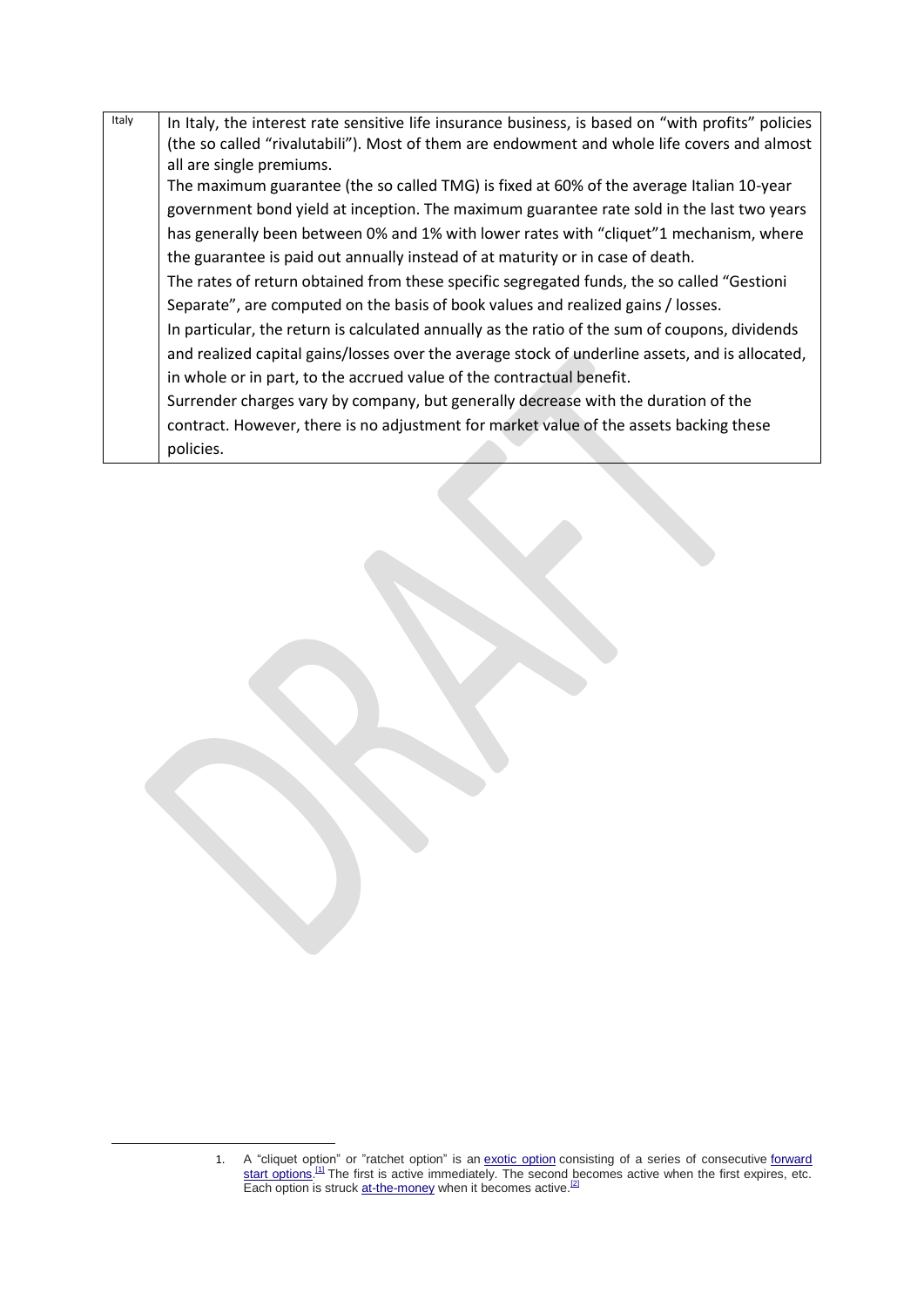| | |
|---|---|
| Italy | In Italy, the interest rate sensitive life insurance business, is based on "with profits" policies (the so called "rivalutabili"). Most of them are endowment and whole life covers and almost all are single premiums.<br>The maximum guarantee (the so called TMG) is fixed at 60% of the average Italian 10-year government bond yield at inception. The maximum guarantee rate sold in the last two years has generally been between 0% and 1% with lower rates with "cliquet"[1] mechanism, where the guarantee is paid out annually instead of at maturity or in case of death.<br>The rates of return obtained from these specific segregated funds, the so called "Gestioni Separate", are computed on the basis of book values and realized gains / losses.<br>In particular, the return is calculated annually as the ratio of the sum of coupons, dividends and realized capital gains/losses over the average stock of underline assets, and is allocated, in whole or in part, to the accrued value of the contractual benefit.<br>Surrender charges vary by company, but generally decrease with the duration of the contract. However, there is no adjustment for market value of the assets backing these policies. |

1. A "cliquet option" or "ratchet option" is an exotic option consisting of a series of consecutive forward start options.[1] The first is active immediately. The second becomes active when the first expires, etc. Each option is struck at-the-money when it becomes active.[2]